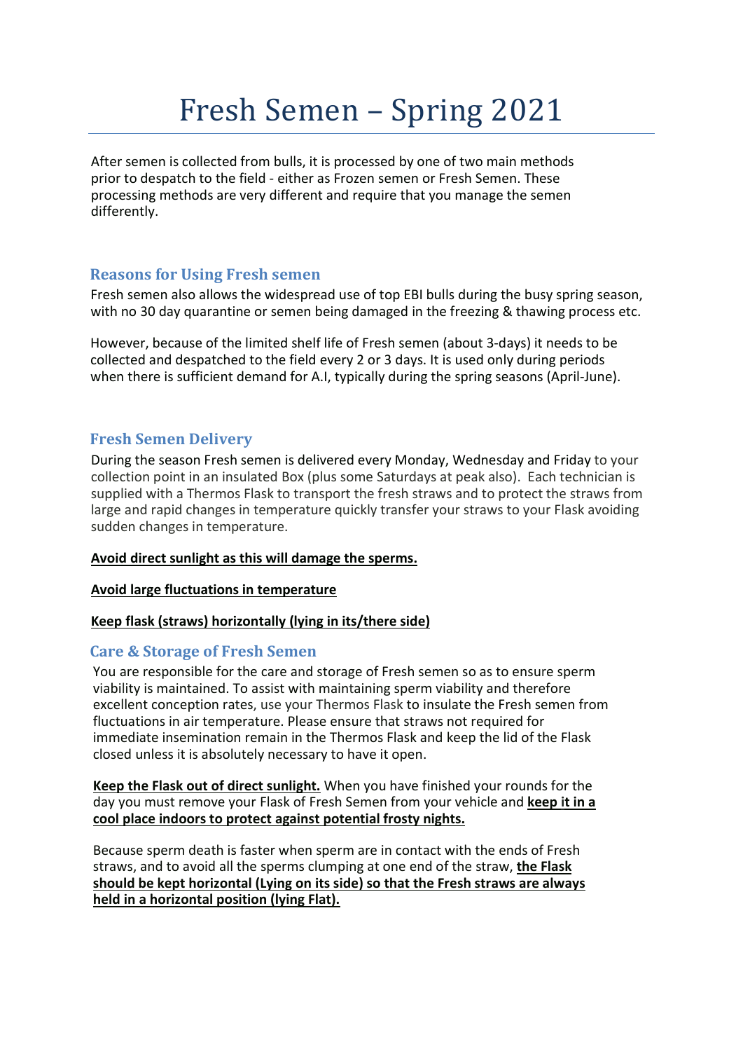# Fresh Semen – Spring 2021

After semen is collected from bulls, it is processed by one of two main methods prior to despatch to the field - either as Frozen semen or Fresh Semen. These processing methods are very different and require that you manage the semen differently.

## Reasons for Using Fresh semen

Fresh semen also allows the widespread use of top EBI bulls during the busy spring season, with no 30 day quarantine or semen being damaged in the freezing & thawing process etc.

However, because of the limited shelf life of Fresh semen (about 3-days) it needs to be collected and despatched to the field every 2 or 3 days. It is used only during periods when there is sufficient demand for A.I, typically during the spring seasons (April-June).

## Fresh Semen Delivery

During the season Fresh semen is delivered every Monday, Wednesday and Friday to your collection point in an insulated Box (plus some Saturdays at peak also). Each technician is supplied with a Thermos Flask to transport the fresh straws and to protect the straws from large and rapid changes in temperature quickly transfer your straws to your Flask avoiding sudden changes in temperature.

**Avoid direct sunlight as this will damage the sperms.**

**Avoid large fluctuations in temperature**

**Keep flask (straws) horizontally (lying in its/there side)**

## Care & Storage of Fresh Semen

You are responsible for the care and storage of Fresh semen so as to ensure sperm viability is maintained. To assist with maintaining sperm viability and therefore excellent conception rates, use your Thermos Flask to insulate the Fresh semen from fluctuations in air temperature. Please ensure that straws not required for immediate insemination remain in the Thermos Flask and keep the lid of the Flask closed unless it is absolutely necessary to have it open.

**Keep the Flask out of direct sunlight.** When you have finished your rounds for the day you must remove your Flask of Fresh Semen from your vehicle and **keep it in a cool place indoors to protect against potential frosty nights.**

Because sperm death is faster when sperm are in contact with the ends of Fresh straws, and to avoid all the sperms clumping at one end of the straw, **the Flask should be kept horizontal (Lying on its side) so that the Fresh straws are always held in a horizontal position (lying Flat).**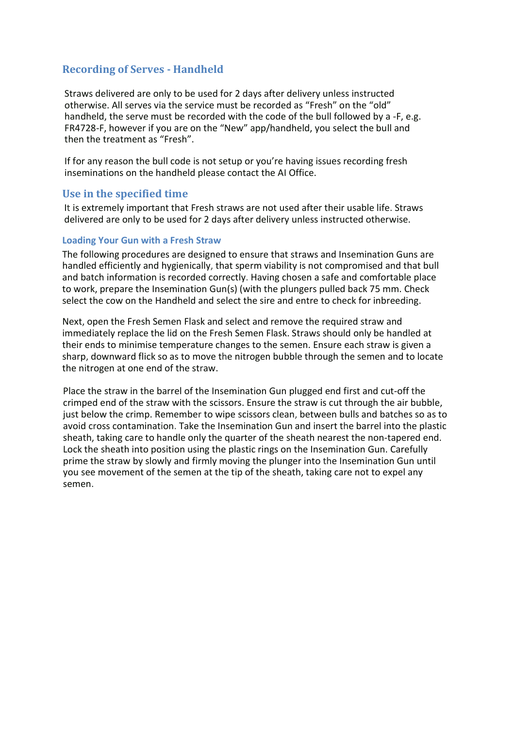## Recording of Serves - Handheld

Straws delivered are only to be used for 2 days after delivery unless instructed otherwise. All serves via the service must be recorded as “Fresh” on the “old” handheld, the serve must be recorded with the code of the bull followed by a -F, e.g. FR4728-F, however if you are on the “New” app/handheld, you select the bull and then the treatment as “Fresh”.

If for any reason the bull code is not setup or you’re having issues recording fresh inseminations on the handheld please contact the AI Office.

## Use in the specified time

It is extremely important that Fresh straws are not used after their usable life. Straws delivered are only to be used for 2 days after delivery unless instructed otherwise.

### Loading Your Gun with a Fresh Straw

The following procedures are designed to ensure that straws and Insemination Guns are handled efficiently and hygienically, that sperm viability is not compromised and that bull and batch information is recorded correctly. Having chosen a safe and comfortable place to work, prepare the Insemination Gun(s) (with the plungers pulled back 75 mm. Check select the cow on the Handheld and select the sire and entre to check for inbreeding.

Next, open the Fresh Semen Flask and select and remove the required straw and immediately replace the lid on the Fresh Semen Flask. Straws should only be handled at their ends to minimise temperature changes to the semen. Ensure each straw is given a sharp, downward flick so as to move the nitrogen bubble through the semen and to locate the nitrogen at one end of the straw.

Place the straw in the barrel of the Insemination Gun plugged end first and cut-off the crimped end of the straw with the scissors. Ensure the straw is cut through the air bubble, just below the crimp. Remember to wipe scissors clean, between bulls and batches so as to avoid cross contamination. Take the Insemination Gun and insert the barrel into the plastic sheath, taking care to handle only the quarter of the sheath nearest the non-tapered end. Lock the sheath into position using the plastic rings on the Insemination Gun. Carefully prime the straw by slowly and firmly moving the plunger into the Insemination Gun until you see movement of the semen at the tip of the sheath, taking care not to expel any semen.